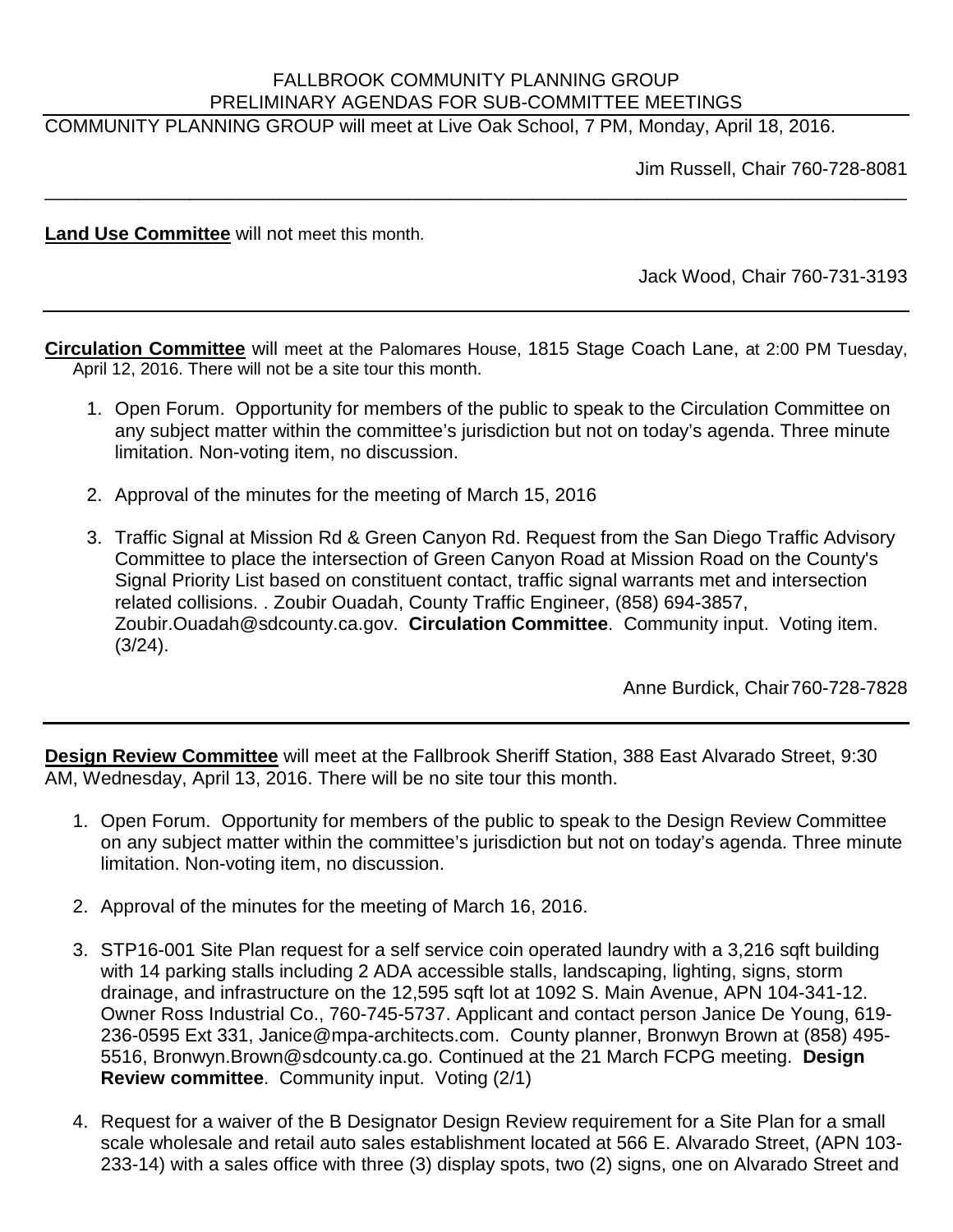FALLBROOK COMMUNITY PLANNING GROUP
PRELIMINARY AGENDAS FOR SUB-COMMITTEE MEETINGS

COMMUNITY PLANNING GROUP will meet at Live Oak School, 7 PM, Monday, April 18, 2016.

Jim Russell, Chair 760-728-8081

---

**Land Use Committee** will not meet this month.

Jack Wood, Chair 760-731-3193

---

**Circulation Committee** will meet at the Palomares House, 1815 Stage Coach Lane, at 2:00 PM Tuesday, April 12, 2016. There will not be a site tour this month.

1. Open Forum. Opportunity for members of the public to speak to the Circulation Committee on any subject matter within the committee's jurisdiction but not on today's agenda. Three minute limitation. Non-voting item, no discussion.

2. Approval of the minutes for the meeting of March 15, 2016

3. Traffic Signal at Mission Rd & Green Canyon Rd. Request from the San Diego Traffic Advisory Committee to place the intersection of Green Canyon Road at Mission Road on the County's Signal Priority List based on constituent contact, traffic signal warrants met and intersection related collisions. . Zoubir Ouadah, County Traffic Engineer, (858) 694-3857, Zoubir.Ouadah@sdcounty.ca.gov. **Circulation Committee**. Community input. Voting item. (3/24).

Anne Burdick, Chair 760-728-7828

---

**Design Review Committee** will meet at the Fallbrook Sheriff Station, 388 East Alvarado Street, 9:30 AM, Wednesday, April 13, 2016. There will be no site tour this month.

1. Open Forum. Opportunity for members of the public to speak to the Design Review Committee on any subject matter within the committee's jurisdiction but not on today's agenda. Three minute limitation. Non-voting item, no discussion.

2. Approval of the minutes for the meeting of March 16, 2016.

3. STP16-001 Site Plan request for a self service coin operated laundry with a 3,216 sqft building with 14 parking stalls including 2 ADA accessible stalls, landscaping, lighting, signs, storm drainage, and infrastructure on the 12,595 sqft lot at 1092 S. Main Avenue, APN 104-341-12. Owner Ross Industrial Co., 760-745-5737. Applicant and contact person Janice De Young, 619-236-0595 Ext 331, Janice@mpa-architects.com. County planner, Bronwyn Brown at (858) 495-5516, Bronwyn.Brown@sdcounty.ca.go. Continued at the 21 March FCPG meeting. **Design Review committee**. Community input. Voting (2/1)

4. Request for a waiver of the B Designator Design Review requirement for a Site Plan for a small scale wholesale and retail auto sales establishment located at 566 E. Alvarado Street, (APN 103-233-14) with a sales office with three (3) display spots, two (2) signs, one on Alvarado Street and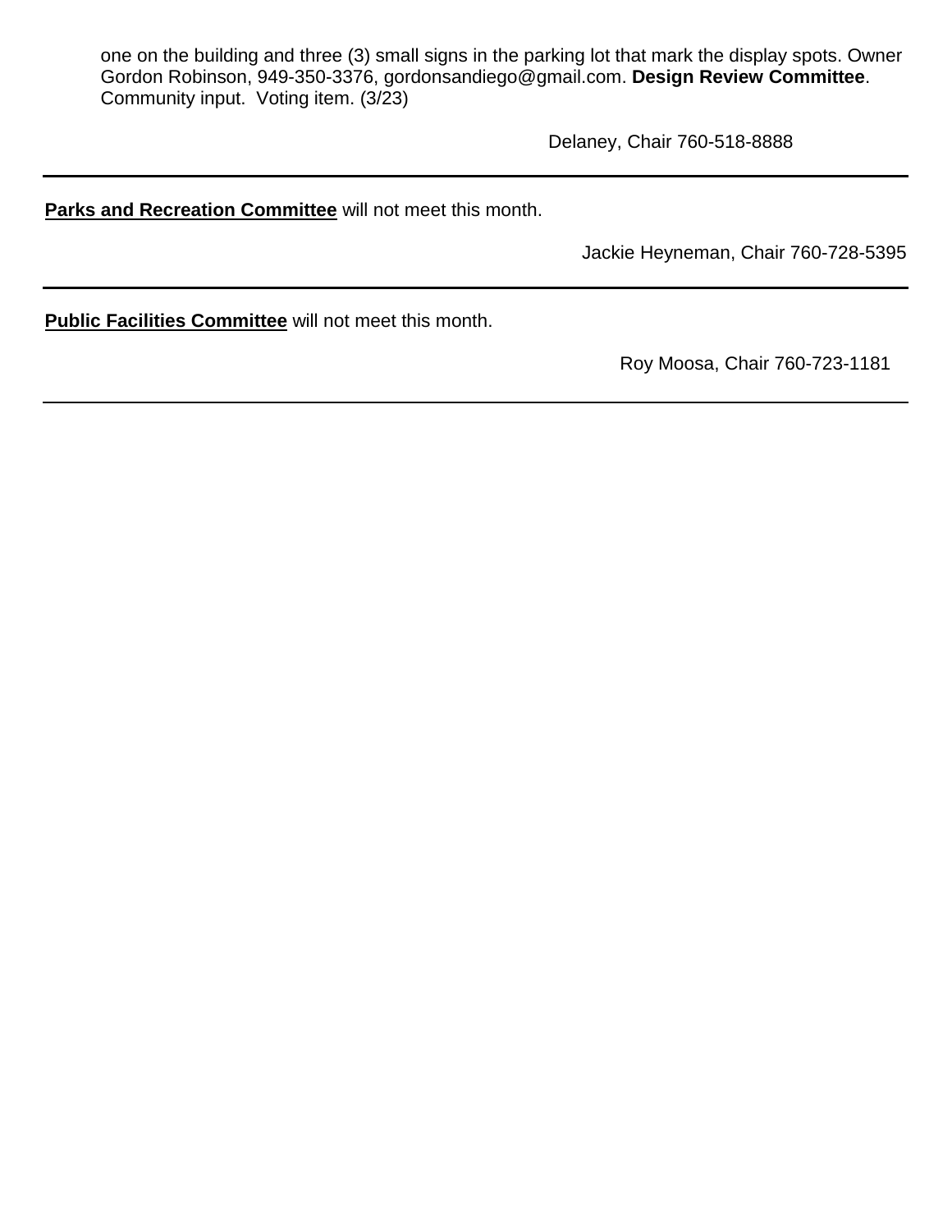one on the building and three (3) small signs in the parking lot that mark the display spots. Owner Gordon Robinson, 949-350-3376, gordonsandiego@gmail.com. **Design Review Committee**. Community input. Voting item. (3/23)

Delaney, Chair 760-518-8888

---

**Parks and Recreation Committee** will not meet this month.

Jackie Heyneman, Chair 760-728-5395

---

**Public Facilities Committee** will not meet this month.

Roy Moosa, Chair 760-723-1181

---